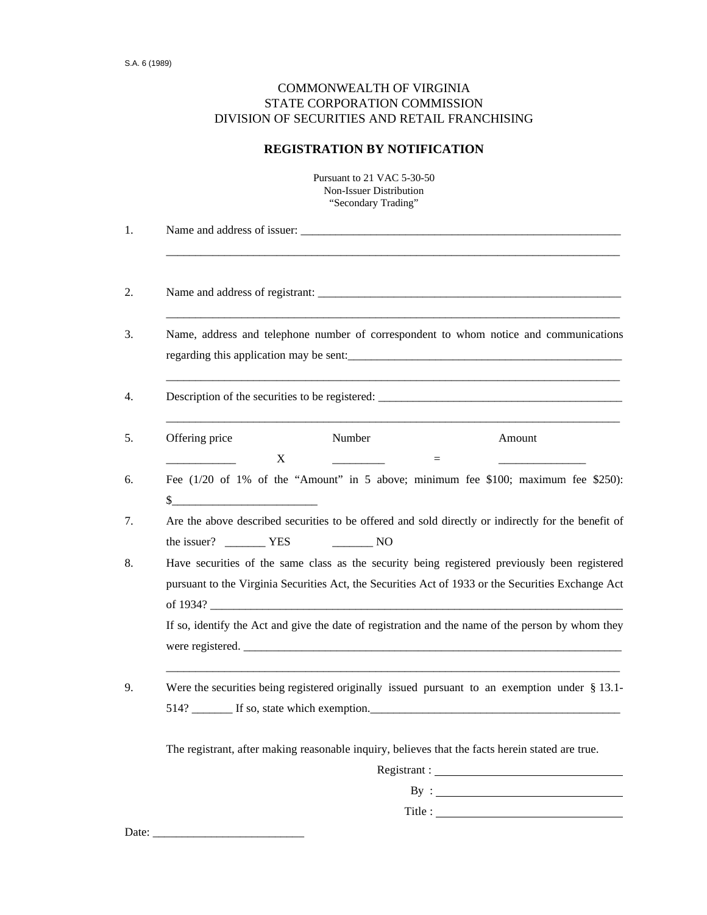S.A. 6 (1989)

COMMONWEALTH OF VIRGINIA
STATE CORPORATION COMMISSION
DIVISION OF SECURITIES AND RETAIL FRANCHISING

## REGISTRATION BY NOTIFICATION

Pursuant to 21 VAC 5-30-50
Non-Issuer Distribution
"Secondary Trading"

1. Name and address of issuer: ____________________________________________________

   ______________________________________________________________________________

2. Name and address of registrant: _________________________________________________

   ______________________________________________________________________________

3. Name, address and telephone number of correspondent to whom notice and communications regarding this application may be sent:_____________________________________________

   ______________________________________________________________________________

4. Description of the securities to be registered: _______________________________________

   ______________________________________________________________________________

5. Offering price &nbsp;&nbsp;&nbsp;&nbsp;&nbsp;&nbsp;&nbsp;&nbsp; Number &nbsp;&nbsp;&nbsp;&nbsp;&nbsp;&nbsp;&nbsp;&nbsp; Amount

   ___________ X _________ = _______________

6. Fee (1/20 of 1% of the "Amount" in 5 above; minimum fee $100; maximum fee $250): $________________________

7. Are the above described securities to be offered and sold directly or indirectly for the benefit of the issuer? _______ YES _______ NO

8. Have securities of the same class as the security being registered previously been registered pursuant to the Virginia Securities Act, the Securities Act of 1933 or the Securities Exchange Act of 1934? _________________________________________________________________

   If so, identify the Act and give the date of registration and the name of the person by whom they were registered. _________________________________________________________________

   ______________________________________________________________________________

9. Were the securities being registered originally issued pursuant to an exemption under § 13.1-514? _______ If so, state which exemption.___________________________________________

The registrant, after making reasonable inquiry, believes that the facts herein stated are true.

Registrant : ______________________________

By : ______________________________

Title : ______________________________

Date: __________________________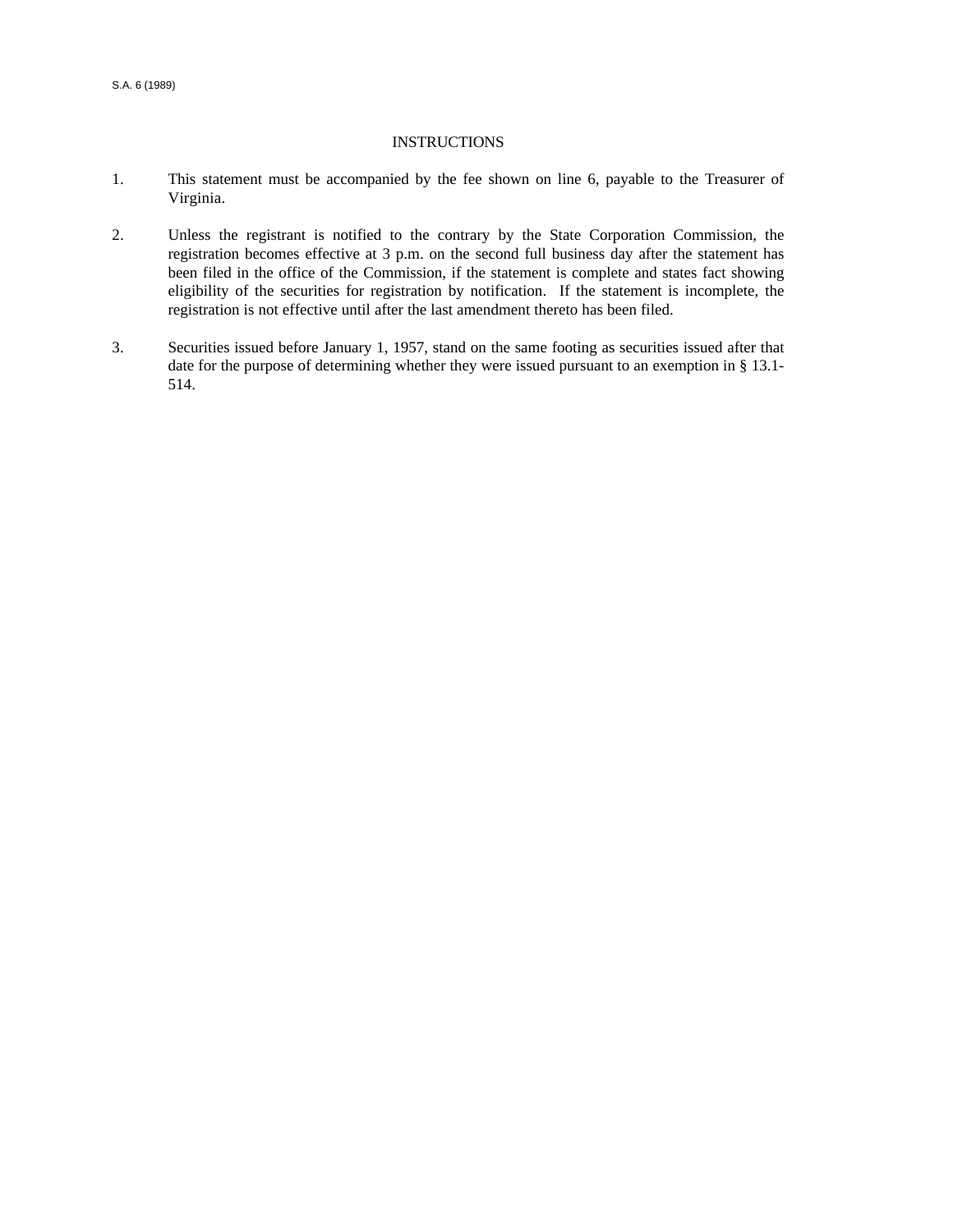S.A. 6 (1989)

# INSTRUCTIONS

1. This statement must be accompanied by the fee shown on line 6, payable to the Treasurer of Virginia.

2. Unless the registrant is notified to the contrary by the State Corporation Commission, the registration becomes effective at 3 p.m. on the second full business day after the statement has been filed in the office of the Commission, if the statement is complete and states fact showing eligibility of the securities for registration by notification. If the statement is incomplete, the registration is not effective until after the last amendment thereto has been filed.

3. Securities issued before January 1, 1957, stand on the same footing as securities issued after that date for the purpose of determining whether they were issued pursuant to an exemption in § 13.1-514.